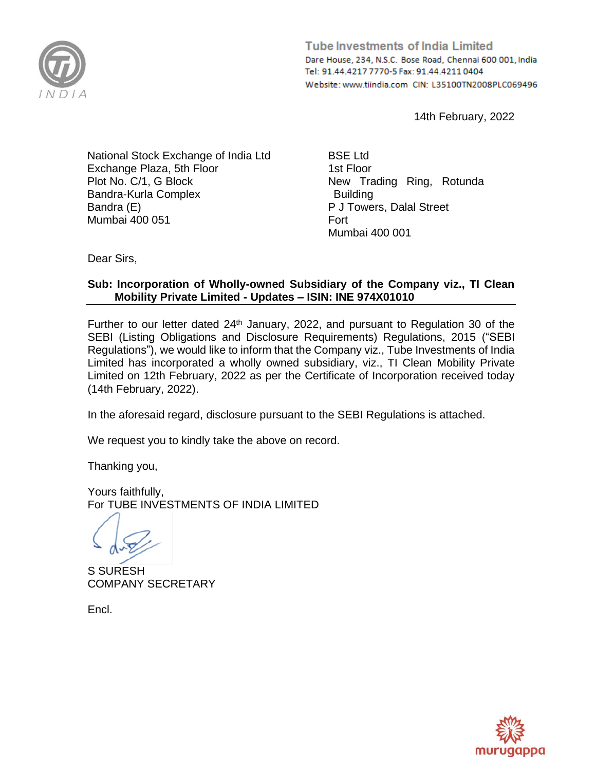**Tube Investments of India Limited**
Dare House, 234, N.S.C. Bose Road, Chennai 600 001, India
Tel: 91.44.4217 7770-5 Fax: 91.44.4211 0404
Website: www.tiindia.com CIN: L35100TN2008PLC069496

14th February, 2022

National Stock Exchange of India Ltd
Exchange Plaza, 5th Floor
Plot No. C/1, G Block
Bandra-Kurla Complex
Bandra (E)
Mumbai 400 051

BSE Ltd
1st Floor
New Trading Ring, Rotunda Building
P J Towers, Dalal Street
Fort
Mumbai 400 001

Dear Sirs,

**Sub: Incorporation of Wholly-owned Subsidiary of the Company viz., TI Clean Mobility Private Limited - Updates – ISIN: INE 974X01010**

Further to our letter dated 24th January, 2022, and pursuant to Regulation 30 of the SEBI (Listing Obligations and Disclosure Requirements) Regulations, 2015 ("SEBI Regulations"), we would like to inform that the Company viz., Tube Investments of India Limited has incorporated a wholly owned subsidiary, viz., TI Clean Mobility Private Limited on 12th February, 2022 as per the Certificate of Incorporation received today (14th February, 2022).

In the aforesaid regard, disclosure pursuant to the SEBI Regulations is attached.

We request you to kindly take the above on record.

Thanking you,

Yours faithfully,
For TUBE INVESTMENTS OF INDIA LIMITED

S SURESH
COMPANY SECRETARY

Encl.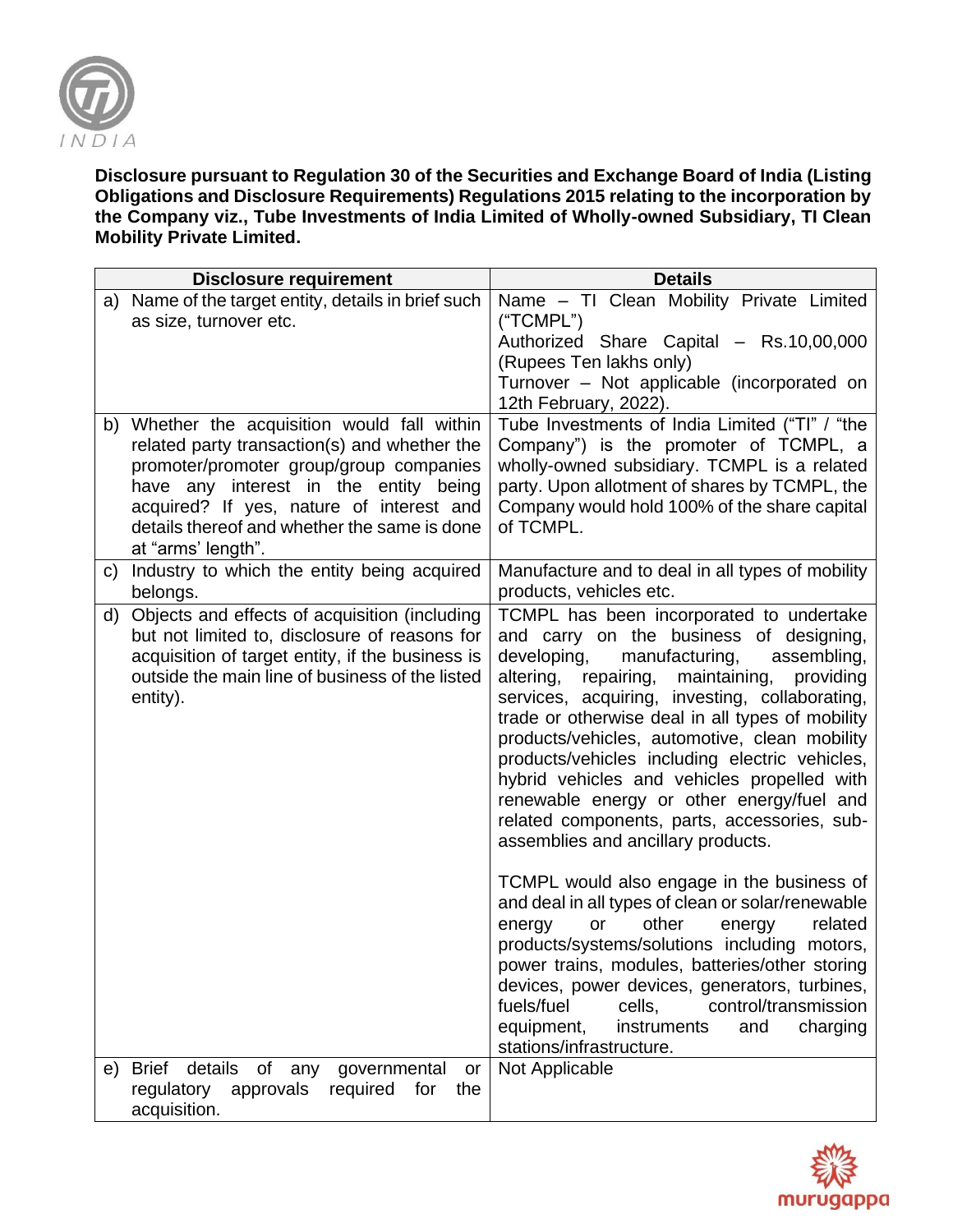**Disclosure pursuant to Regulation 30 of the Securities and Exchange Board of India (Listing Obligations and Disclosure Requirements) Regulations 2015 relating to the incorporation by the Company viz., Tube Investments of India Limited of Wholly-owned Subsidiary, TI Clean Mobility Private Limited.**

| Disclosure requirement | Details |
|---|---|
| a) Name of the target entity, details in brief such as size, turnover etc. | Name – TI Clean Mobility Private Limited ("TCMPL")<br>Authorized Share Capital – Rs.10,00,000 (Rupees Ten lakhs only)<br>Turnover – Not applicable (incorporated on 12th February, 2022). |
| b) Whether the acquisition would fall within related party transaction(s) and whether the promoter/promoter group/group companies have any interest in the entity being acquired? If yes, nature of interest and details thereof and whether the same is done at "arms' length". | Tube Investments of India Limited ("TI" / "the Company") is the promoter of TCMPL, a wholly-owned subsidiary. TCMPL is a related party. Upon allotment of shares by TCMPL, the Company would hold 100% of the share capital of TCMPL. |
| c) Industry to which the entity being acquired belongs. | Manufacture and to deal in all types of mobility products, vehicles etc. |
| d) Objects and effects of acquisition (including but not limited to, disclosure of reasons for acquisition of target entity, if the business is outside the main line of business of the listed entity). | TCMPL has been incorporated to undertake and carry on the business of designing, developing, manufacturing, assembling, altering, repairing, maintaining, providing services, acquiring, investing, collaborating, trade or otherwise deal in all types of mobility products/vehicles, automotive, clean mobility products/vehicles including electric vehicles, hybrid vehicles and vehicles propelled with renewable energy or other energy/fuel and related components, parts, accessories, sub-assemblies and ancillary products.<br><br>TCMPL would also engage in the business of and deal in all types of clean or solar/renewable energy or other energy related products/systems/solutions including motors, power trains, modules, batteries/other storing devices, power devices, generators, turbines, fuels/fuel cells, control/transmission equipment, instruments and charging stations/infrastructure. |
| e) Brief details of any governmental or regulatory approvals required for the acquisition. | Not Applicable |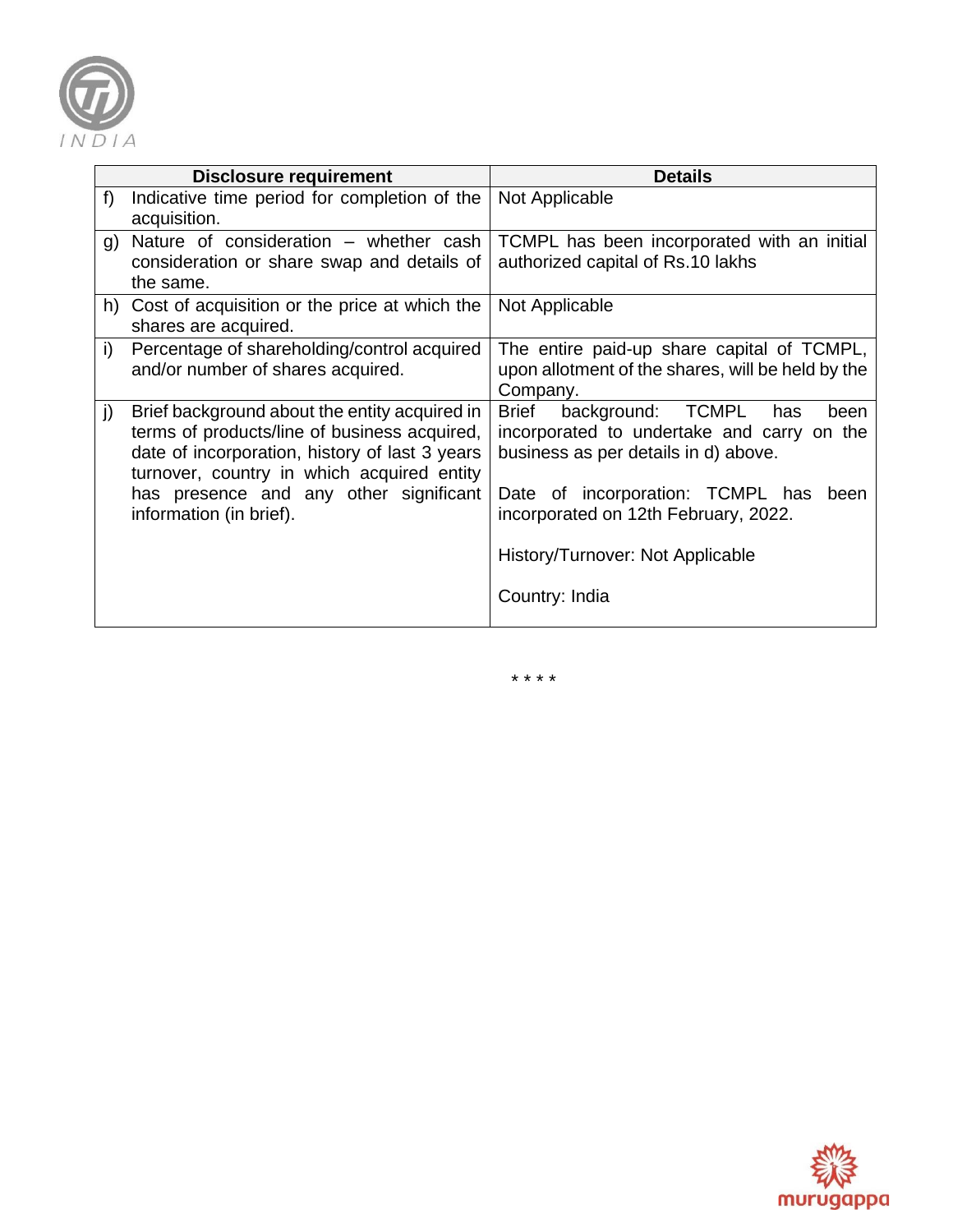| Disclosure requirement | Details |
|---|---|
| f) Indicative time period for completion of the acquisition. | Not Applicable |
| g) Nature of consideration – whether cash consideration or share swap and details of the same. | TCMPL has been incorporated with an initial authorized capital of Rs.10 lakhs |
| h) Cost of acquisition or the price at which the shares are acquired. | Not Applicable |
| i) Percentage of shareholding/control acquired and/or number of shares acquired. | The entire paid-up share capital of TCMPL, upon allotment of the shares, will be held by the Company. |
| j) Brief background about the entity acquired in terms of products/line of business acquired, date of incorporation, history of last 3 years turnover, country in which acquired entity has presence and any other significant information (in brief). | Brief background: TCMPL has been incorporated to undertake and carry on the business as per details in d) above.<br><br>Date of incorporation: TCMPL has been incorporated on 12th February, 2022.<br><br>History/Turnover: Not Applicable<br><br>Country: India |

\* \* \* \*